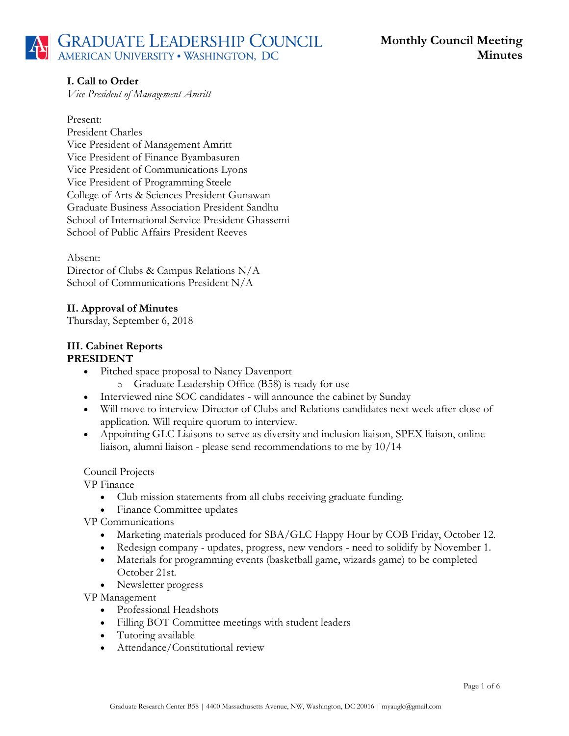# GRADUATE LEADERSHIP COUNCIL

AMERICAN UNIVERSITY • WASHINGTON, DC

**Monthly Council Meeting Minutes**

## I. Call to Order

*Vice President of Management Amritt*

Present:
President Charles
Vice President of Management Amritt
Vice President of Finance Byambasuren
Vice President of Communications Lyons
Vice President of Programming Steele
College of Arts & Sciences President Gunawan
Graduate Business Association President Sandhu
School of International Service President Ghassemi
School of Public Affairs President Reeves

Absent:
Director of Clubs & Campus Relations N/A
School of Communications President N/A

## II. Approval of Minutes

Thursday, September 6, 2018

## III. Cabinet Reports

### PRESIDENT

- Pitched space proposal to Nancy Davenport
  - Graduate Leadership Office (B58) is ready for use
- Interviewed nine SOC candidates - will announce the cabinet by Sunday
- Will move to interview Director of Clubs and Relations candidates next week after close of application. Will require quorum to interview.
- Appointing GLC Liaisons to serve as diversity and inclusion liaison, SPEX liaison, online liaison, alumni liaison - please send recommendations to me by 10/14

Council Projects

VP Finance

- Club mission statements from all clubs receiving graduate funding.
- Finance Committee updates

VP Communications

- Marketing materials produced for SBA/GLC Happy Hour by COB Friday, October 12.
- Redesign company - updates, progress, new vendors - need to solidify by November 1.
- Materials for programming events (basketball game, wizards game) to be completed October 21st.
- Newsletter progress

VP Management

- Professional Headshots
- Filling BOT Committee meetings with student leaders
- Tutoring available
- Attendance/Constitutional review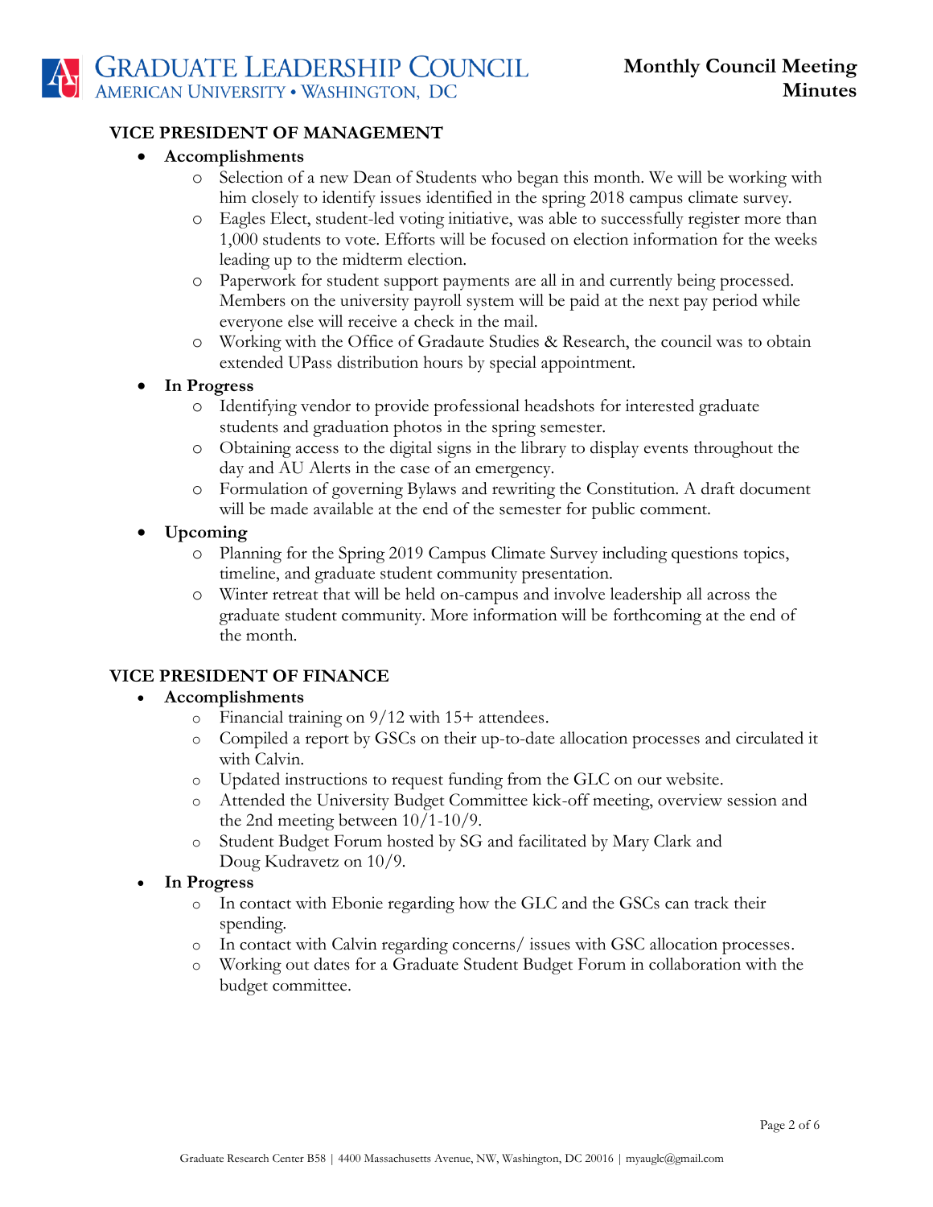## VICE PRESIDENT OF MANAGEMENT

- **Accomplishments**
  - Selection of a new Dean of Students who began this month. We will be working with him closely to identify issues identified in the spring 2018 campus climate survey.
  - Eagles Elect, student-led voting initiative, was able to successfully register more than 1,000 students to vote. Efforts will be focused on election information for the weeks leading up to the midterm election.
  - Paperwork for student support payments are all in and currently being processed. Members on the university payroll system will be paid at the next pay period while everyone else will receive a check in the mail.
  - Working with the Office of Gradaute Studies & Research, the council was to obtain extended UPass distribution hours by special appointment.
- **In Progress**
  - Identifying vendor to provide professional headshots for interested graduate students and graduation photos in the spring semester.
  - Obtaining access to the digital signs in the library to display events throughout the day and AU Alerts in the case of an emergency.
  - Formulation of governing Bylaws and rewriting the Constitution. A draft document will be made available at the end of the semester for public comment.
- **Upcoming**
  - Planning for the Spring 2019 Campus Climate Survey including questions topics, timeline, and graduate student community presentation.
  - Winter retreat that will be held on-campus and involve leadership all across the graduate student community. More information will be forthcoming at the end of the month.

## VICE PRESIDENT OF FINANCE

- **Accomplishments**
  - Financial training on 9/12 with 15+ attendees.
  - Compiled a report by GSCs on their up-to-date allocation processes and circulated it with Calvin.
  - Updated instructions to request funding from the GLC on our website.
  - Attended the University Budget Committee kick-off meeting, overview session and the 2nd meeting between 10/1-10/9.
  - Student Budget Forum hosted by SG and facilitated by Mary Clark and Doug Kudravetz on 10/9.
- **In Progress**
  - In contact with Ebonie regarding how the GLC and the GSCs can track their spending.
  - In contact with Calvin regarding concerns/ issues with GSC allocation processes.
  - Working out dates for a Graduate Student Budget Forum in collaboration with the budget committee.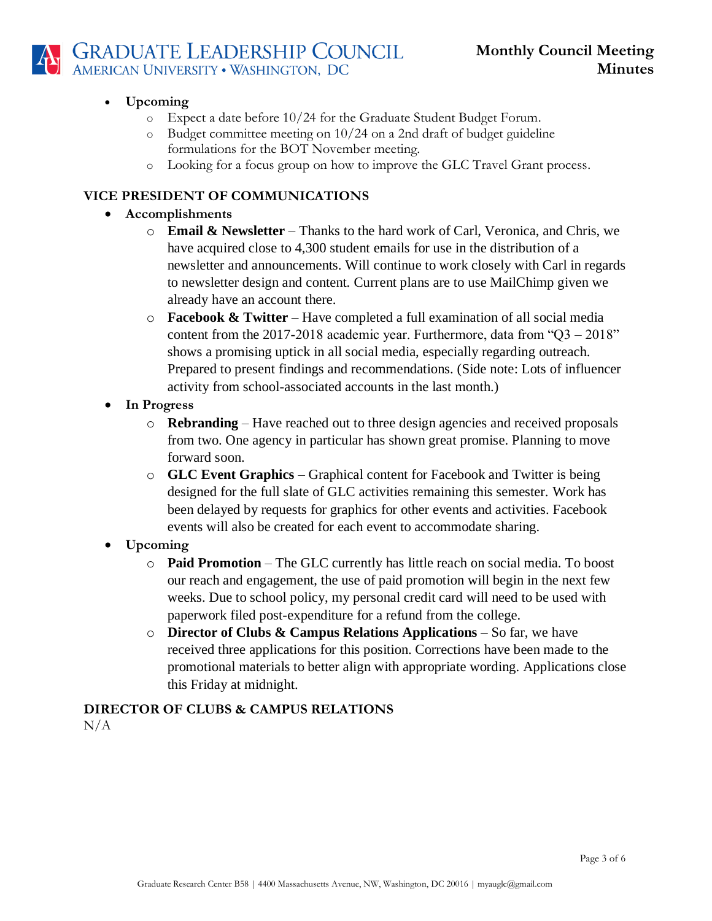- **Upcoming**
    - Expect a date before 10/24 for the Graduate Student Budget Forum.
    - Budget committee meeting on 10/24 on a 2nd draft of budget guideline formulations for the BOT November meeting.
    - Looking for a focus group on how to improve the GLC Travel Grant process.

## VICE PRESIDENT OF COMMUNICATIONS

- **Accomplishments**
    - **Email & Newsletter** – Thanks to the hard work of Carl, Veronica, and Chris, we have acquired close to 4,300 student emails for use in the distribution of a newsletter and announcements. Will continue to work closely with Carl in regards to newsletter design and content. Current plans are to use MailChimp given we already have an account there.
    - **Facebook & Twitter** – Have completed a full examination of all social media content from the 2017-2018 academic year. Furthermore, data from "Q3 – 2018" shows a promising uptick in all social media, especially regarding outreach. Prepared to present findings and recommendations. (Side note: Lots of influencer activity from school-associated accounts in the last month.)
- **In Progress**
    - **Rebranding** – Have reached out to three design agencies and received proposals from two. One agency in particular has shown great promise. Planning to move forward soon.
    - **GLC Event Graphics** – Graphical content for Facebook and Twitter is being designed for the full slate of GLC activities remaining this semester. Work has been delayed by requests for graphics for other events and activities. Facebook events will also be created for each event to accommodate sharing.
- **Upcoming**
    - **Paid Promotion** – The GLC currently has little reach on social media. To boost our reach and engagement, the use of paid promotion will begin in the next few weeks. Due to school policy, my personal credit card will need to be used with paperwork filed post-expenditure for a refund from the college.
    - **Director of Clubs & Campus Relations Applications** – So far, we have received three applications for this position. Corrections have been made to the promotional materials to better align with appropriate wording. Applications close this Friday at midnight.

## DIRECTOR OF CLUBS & CAMPUS RELATIONS

N/A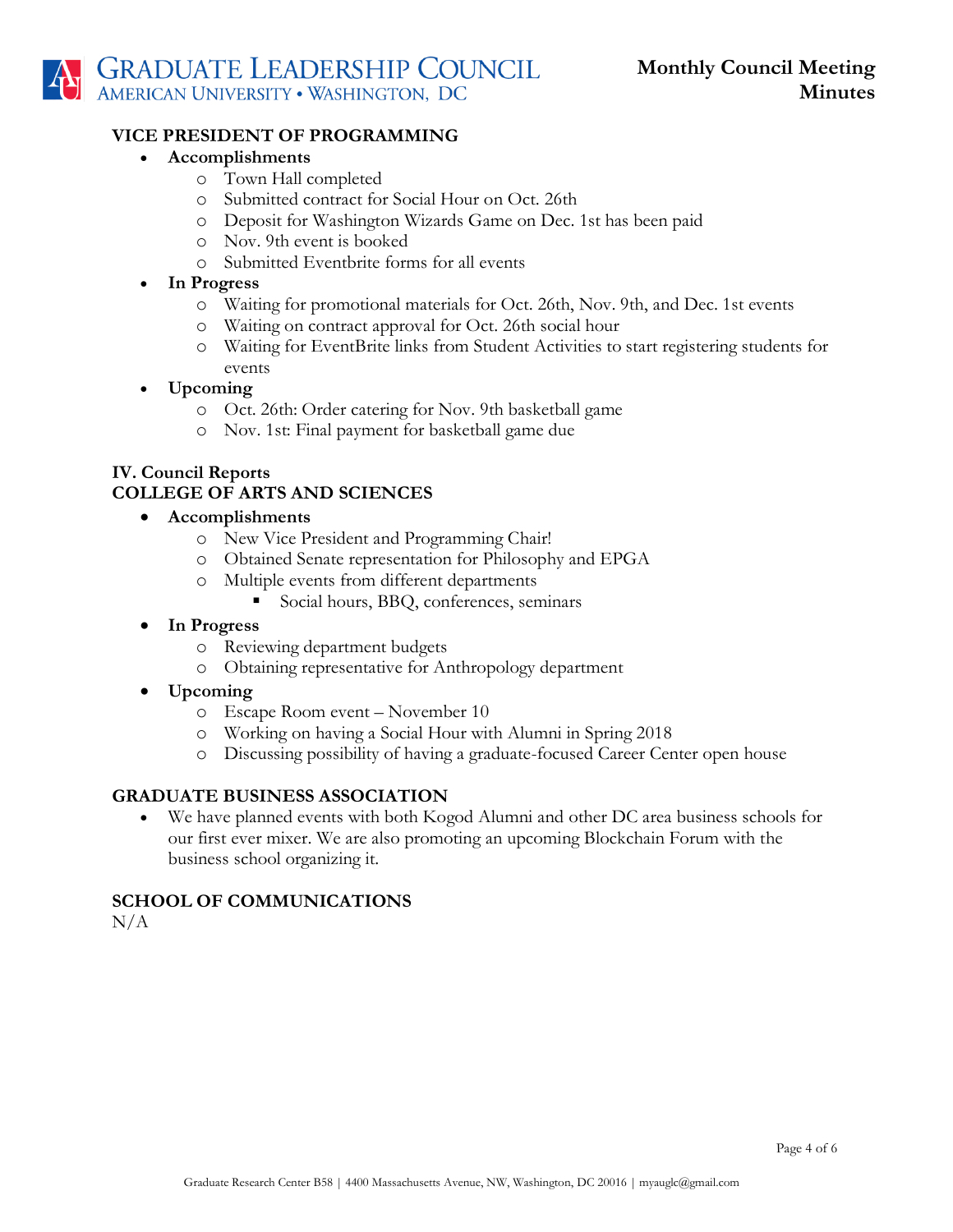## VICE PRESIDENT OF PROGRAMMING

- **Accomplishments**
  - Town Hall completed
  - Submitted contract for Social Hour on Oct. 26th
  - Deposit for Washington Wizards Game on Dec. 1st has been paid
  - Nov. 9th event is booked
  - Submitted Eventbrite forms for all events
- **In Progress**
  - Waiting for promotional materials for Oct. 26th, Nov. 9th, and Dec. 1st events
  - Waiting on contract approval for Oct. 26th social hour
  - Waiting for EventBrite links from Student Activities to start registering students for events
- **Upcoming**
  - Oct. 26th: Order catering for Nov. 9th basketball game
  - Nov. 1st: Final payment for basketball game due

## IV. Council Reports

## COLLEGE OF ARTS AND SCIENCES

- **Accomplishments**
  - New Vice President and Programming Chair!
  - Obtained Senate representation for Philosophy and EPGA
  - Multiple events from different departments
    - Social hours, BBQ, conferences, seminars
- **In Progress**
  - Reviewing department budgets
  - Obtaining representative for Anthropology department
- **Upcoming**
  - Escape Room event – November 10
  - Working on having a Social Hour with Alumni in Spring 2018
  - Discussing possibility of having a graduate-focused Career Center open house

## GRADUATE BUSINESS ASSOCIATION

- We have planned events with both Kogod Alumni and other DC area business schools for our first ever mixer. We are also promoting an upcoming Blockchain Forum with the business school organizing it.

## SCHOOL OF COMMUNICATIONS

N/A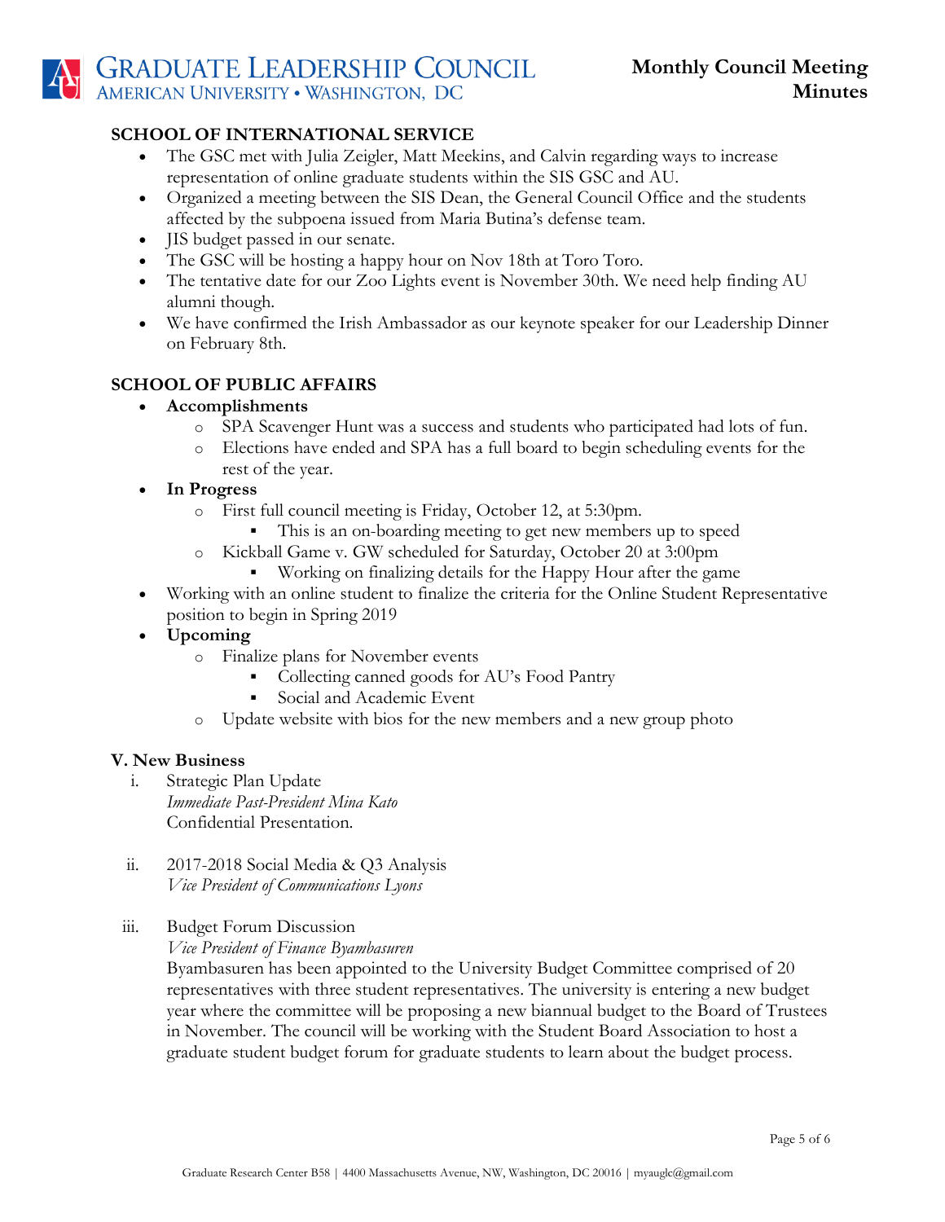### SCHOOL OF INTERNATIONAL SERVICE

- The GSC met with Julia Zeigler, Matt Meekins, and Calvin regarding ways to increase representation of online graduate students within the SIS GSC and AU.
- Organized a meeting between the SIS Dean, the General Council Office and the students affected by the subpoena issued from Maria Butina's defense team.
- JIS budget passed in our senate.
- The GSC will be hosting a happy hour on Nov 18th at Toro Toro.
- The tentative date for our Zoo Lights event is November 30th. We need help finding AU alumni though.
- We have confirmed the Irish Ambassador as our keynote speaker for our Leadership Dinner on February 8th.

### SCHOOL OF PUBLIC AFFAIRS

- **Accomplishments**
  - SPA Scavenger Hunt was a success and students who participated had lots of fun.
  - Elections have ended and SPA has a full board to begin scheduling events for the rest of the year.
- **In Progress**
  - First full council meeting is Friday, October 12, at 5:30pm.
    - This is an on-boarding meeting to get new members up to speed
  - Kickball Game v. GW scheduled for Saturday, October 20 at 3:00pm
    - Working on finalizing details for the Happy Hour after the game
- Working with an online student to finalize the criteria for the Online Student Representative position to begin in Spring 2019
- **Upcoming**
  - Finalize plans for November events
    - Collecting canned goods for AU's Food Pantry
    - Social and Academic Event
  - Update website with bios for the new members and a new group photo

### V. New Business

i. Strategic Plan Update
*Immediate Past-President Mina Kato*
Confidential Presentation.

ii. 2017-2018 Social Media & Q3 Analysis
*Vice President of Communications Lyons*

iii. Budget Forum Discussion
*Vice President of Finance Byambasuren*
Byambasuren has been appointed to the University Budget Committee comprised of 20 representatives with three student representatives. The university is entering a new budget year where the committee will be proposing a new biannual budget to the Board of Trustees in November. The council will be working with the Student Board Association to host a graduate student budget forum for graduate students to learn about the budget process.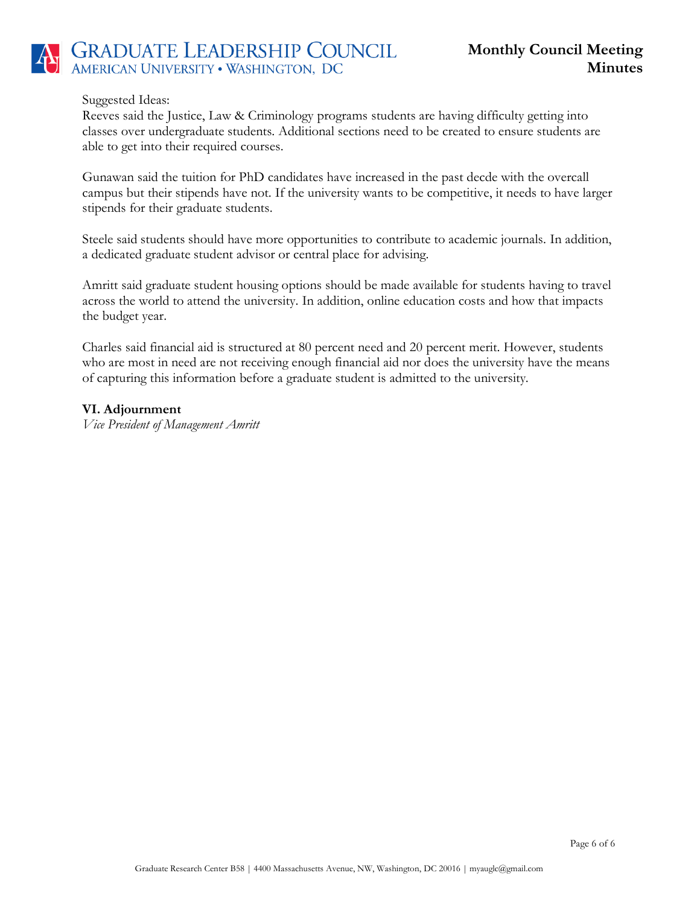Suggested Ideas:
Reeves said the Justice, Law & Criminology programs students are having difficulty getting into classes over undergraduate students. Additional sections need to be created to ensure students are able to get into their required courses.

Gunawan said the tuition for PhD candidates have increased in the past decde with the overcall campus but their stipends have not. If the university wants to be competitive, it needs to have larger stipends for their graduate students.

Steele said students should have more opportunities to contribute to academic journals. In addition, a dedicated graduate student advisor or central place for advising.

Amritt said graduate student housing options should be made available for students having to travel across the world to attend the university. In addition, online education costs and how that impacts the budget year.

Charles said financial aid is structured at 80 percent need and 20 percent merit. However, students who are most in need are not receiving enough financial aid nor does the university have the means of capturing this information before a graduate student is admitted to the university.

**VI. Adjournment**
*Vice President of Management Amritt*